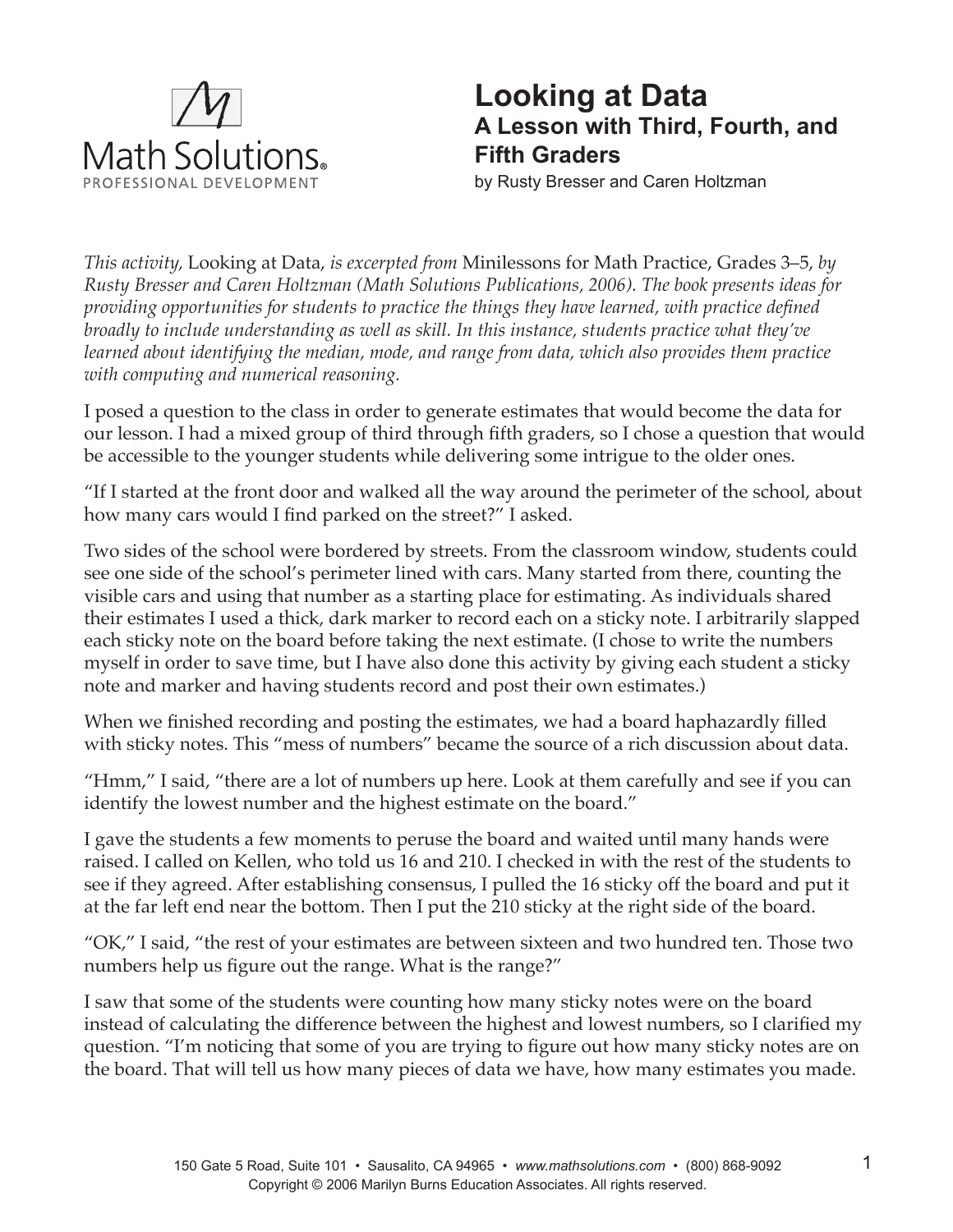# Looking at Data

## A Lesson with Third, Fourth, and Fifth Graders

by Rusty Bresser and Caren Holtzman

*This activity,* Looking at Data, *is excerpted from* Minilessons for Math Practice, Grades 3–5, *by Rusty Bresser and Caren Holtzman (Math Solutions Publications, 2006). The book presents ideas for providing opportunities for students to practice the things they have learned, with practice defined broadly to include understanding as well as skill. In this instance, students practice what they've learned about identifying the median, mode, and range from data, which also provides them practice with computing and numerical reasoning.*

I posed a question to the class in order to generate estimates that would become the data for our lesson. I had a mixed group of third through fifth graders, so I chose a question that would be accessible to the younger students while delivering some intrigue to the older ones.

"If I started at the front door and walked all the way around the perimeter of the school, about how many cars would I find parked on the street?" I asked.

Two sides of the school were bordered by streets. From the classroom window, students could see one side of the school's perimeter lined with cars. Many started from there, counting the visible cars and using that number as a starting place for estimating. As individuals shared their estimates I used a thick, dark marker to record each on a sticky note. I arbitrarily slapped each sticky note on the board before taking the next estimate. (I chose to write the numbers myself in order to save time, but I have also done this activity by giving each student a sticky note and marker and having students record and post their own estimates.)

When we finished recording and posting the estimates, we had a board haphazardly filled with sticky notes. This "mess of numbers" became the source of a rich discussion about data.

"Hmm," I said, "there are a lot of numbers up here. Look at them carefully and see if you can identify the lowest number and the highest estimate on the board."

I gave the students a few moments to peruse the board and waited until many hands were raised. I called on Kellen, who told us 16 and 210. I checked in with the rest of the students to see if they agreed. After establishing consensus, I pulled the 16 sticky off the board and put it at the far left end near the bottom. Then I put the 210 sticky at the right side of the board.

"OK," I said, "the rest of your estimates are between sixteen and two hundred ten. Those two numbers help us figure out the range. What is the range?"

I saw that some of the students were counting how many sticky notes were on the board instead of calculating the difference between the highest and lowest numbers, so I clarified my question. "I'm noticing that some of you are trying to figure out how many sticky notes are on the board. That will tell us how many pieces of data we have, how many estimates you made.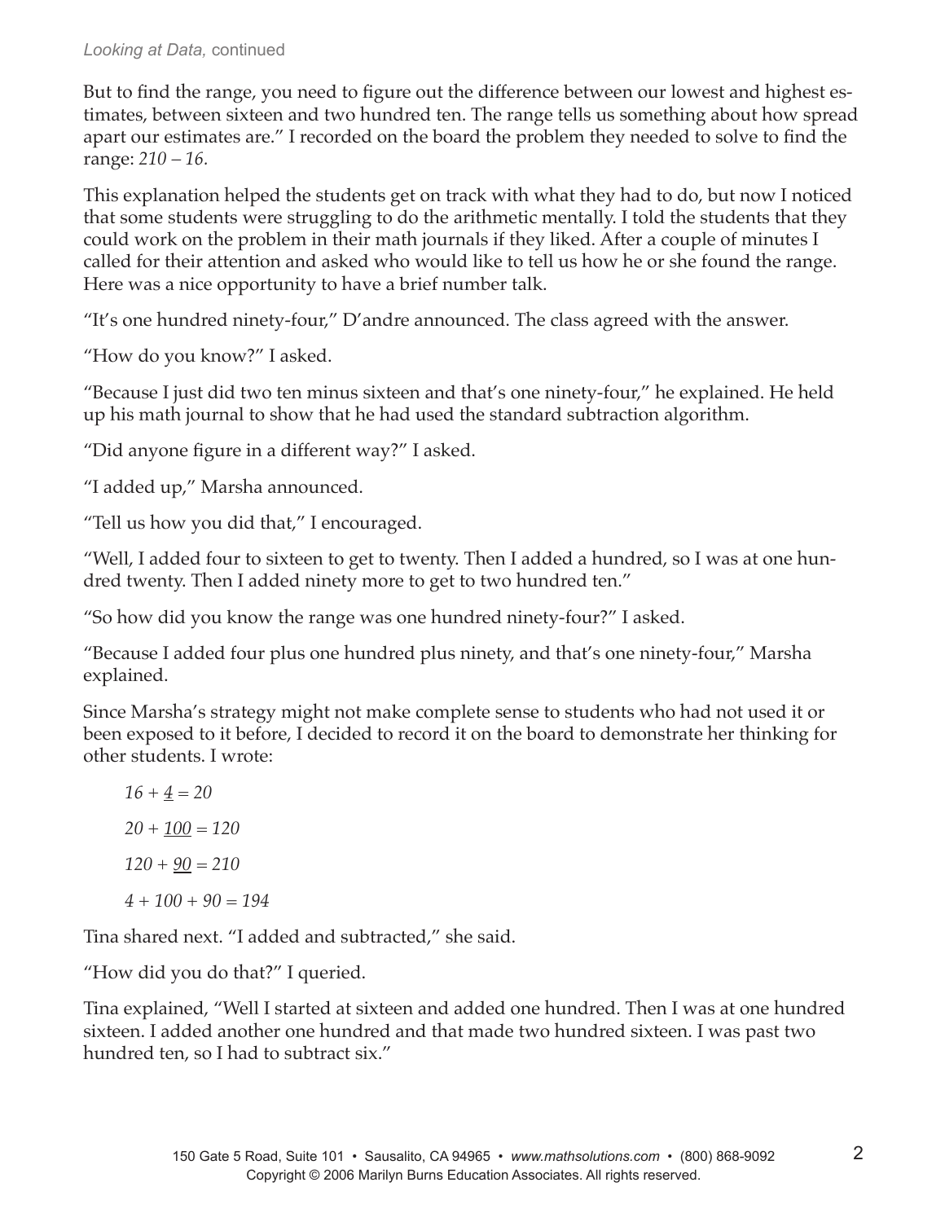But to find the range, you need to figure out the difference between our lowest and highest estimates, between sixteen and two hundred ten. The range tells us something about how spread apart our estimates are." I recorded on the board the problem they needed to solve to find the range: *210 – 16*.

This explanation helped the students get on track with what they had to do, but now I noticed that some students were struggling to do the arithmetic mentally. I told the students that they could work on the problem in their math journals if they liked. After a couple of minutes I called for their attention and asked who would like to tell us how he or she found the range. Here was a nice opportunity to have a brief number talk.

"It's one hundred ninety-four," D'andre announced. The class agreed with the answer.

"How do you know?" I asked.

"Because I just did two ten minus sixteen and that's one ninety-four," he explained. He held up his math journal to show that he had used the standard subtraction algorithm.

"Did anyone figure in a different way?" I asked.

"I added up," Marsha announced.

"Tell us how you did that," I encouraged.

"Well, I added four to sixteen to get to twenty. Then I added a hundred, so I was at one hundred twenty. Then I added ninety more to get to two hundred ten."

"So how did you know the range was one hundred ninety-four?" I asked.

"Because I added four plus one hundred plus ninety, and that's one ninety-four," Marsha explained.

Since Marsha's strategy might not make complete sense to students who had not used it or been exposed to it before, I decided to record it on the board to demonstrate her thinking for other students. I wrote:

$16 + \underline{4} = 20$

$20 + \underline{100} = 120$

$120 + \underline{90} = 210$

$4 + 100 + 90 = 194$

Tina shared next. "I added and subtracted," she said.

"How did you do that?" I queried.

Tina explained, "Well I started at sixteen and added one hundred. Then I was at one hundred sixteen. I added another one hundred and that made two hundred sixteen. I was past two hundred ten, so I had to subtract six."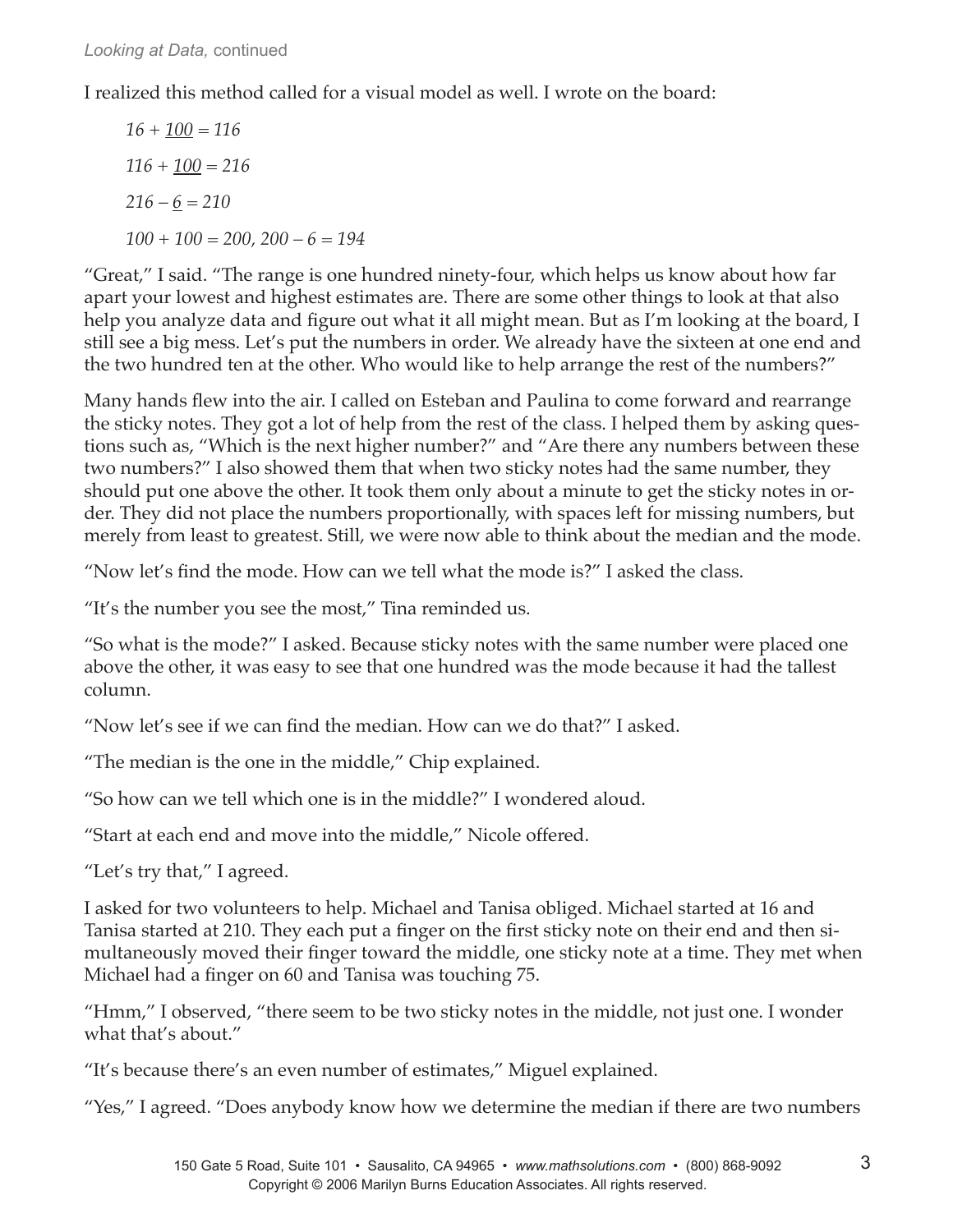I realized this method called for a visual model as well. I wrote on the board:

*16 + <u>100</u> = 116*

*116 + <u>100</u> = 216*

*216 – <u>6</u> = 210*

*100 + 100 = 200, 200 – 6 = 194*

"Great," I said. "The range is one hundred ninety-four, which helps us know about how far apart your lowest and highest estimates are. There are some other things to look at that also help you analyze data and figure out what it all might mean. But as I'm looking at the board, I still see a big mess. Let's put the numbers in order. We already have the sixteen at one end and the two hundred ten at the other. Who would like to help arrange the rest of the numbers?"

Many hands flew into the air. I called on Esteban and Paulina to come forward and rearrange the sticky notes. They got a lot of help from the rest of the class. I helped them by asking questions such as, "Which is the next higher number?" and "Are there any numbers between these two numbers?" I also showed them that when two sticky notes had the same number, they should put one above the other. It took them only about a minute to get the sticky notes in order. They did not place the numbers proportionally, with spaces left for missing numbers, but merely from least to greatest. Still, we were now able to think about the median and the mode.

"Now let's find the mode. How can we tell what the mode is?" I asked the class.

"It's the number you see the most," Tina reminded us.

"So what is the mode?" I asked. Because sticky notes with the same number were placed one above the other, it was easy to see that one hundred was the mode because it had the tallest column.

"Now let's see if we can find the median. How can we do that?" I asked.

"The median is the one in the middle," Chip explained.

"So how can we tell which one is in the middle?" I wondered aloud.

"Start at each end and move into the middle," Nicole offered.

"Let's try that," I agreed.

I asked for two volunteers to help. Michael and Tanisa obliged. Michael started at 16 and Tanisa started at 210. They each put a finger on the first sticky note on their end and then simultaneously moved their finger toward the middle, one sticky note at a time. They met when Michael had a finger on 60 and Tanisa was touching 75.

"Hmm," I observed, "there seem to be two sticky notes in the middle, not just one. I wonder what that's about."

"It's because there's an even number of estimates," Miguel explained.

"Yes," I agreed. "Does anybody know how we determine the median if there are two numbers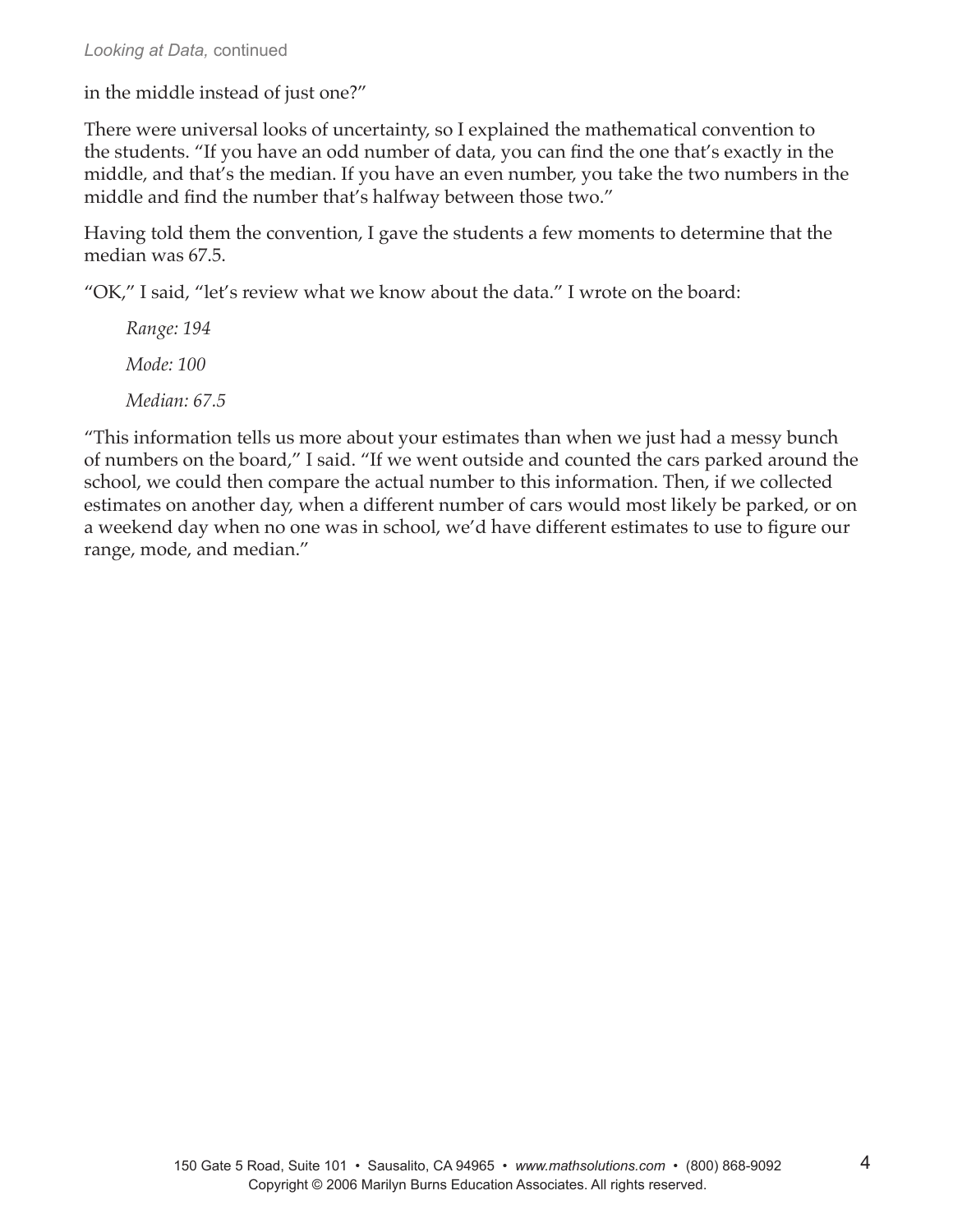in the middle instead of just one?"

There were universal looks of uncertainty, so I explained the mathematical convention to the students. "If you have an odd number of data, you can find the one that's exactly in the middle, and that's the median. If you have an even number, you take the two numbers in the middle and find the number that's halfway between those two."

Having told them the convention, I gave the students a few moments to determine that the median was 67.5.

"OK," I said, "let's review what we know about the data." I wrote on the board:

*Range: 194*

*Mode: 100*

*Median: 67.5*

"This information tells us more about your estimates than when we just had a messy bunch of numbers on the board," I said. "If we went outside and counted the cars parked around the school, we could then compare the actual number to this information. Then, if we collected estimates on another day, when a different number of cars would most likely be parked, or on a weekend day when no one was in school, we'd have different estimates to use to figure our range, mode, and median."